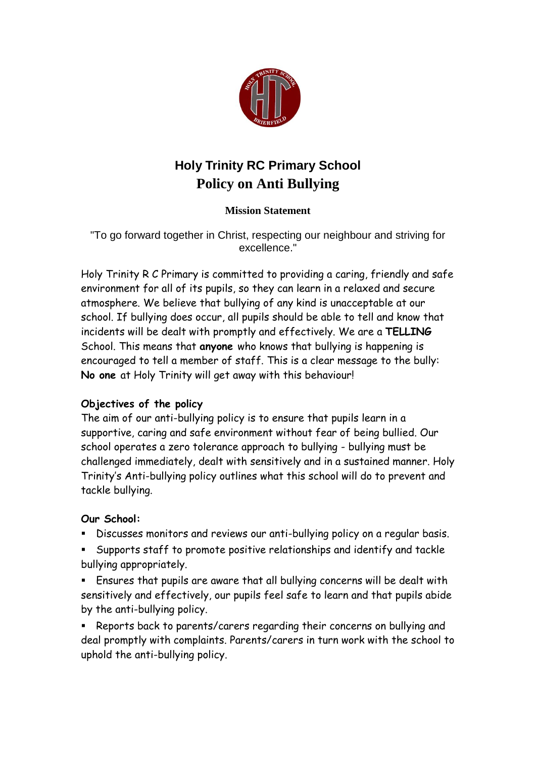# Holy Trinity RC Primary School

## Policy on Anti Bullying

### Mission Statement

"To go forward together in Christ, respecting our neighbour and striving for excellence."

Holy Trinity R C Primary is committed to providing a caring, friendly and safe environment for all of its pupils, so they can learn in a relaxed and secure atmosphere. We believe that bullying of any kind is unacceptable at our school. If bullying does occur, all pupils should be able to tell and know that incidents will be dealt with promptly and effectively. We are a **TELLING** School. This means that **anyone** who knows that bullying is happening is encouraged to tell a member of staff. This is a clear message to the bully: **No one** at Holy Trinity will get away with this behaviour!

**Objectives of the policy**

The aim of our anti-bullying policy is to ensure that pupils learn in a supportive, caring and safe environment without fear of being bullied. Our school operates a zero tolerance approach to bullying - bullying must be challenged immediately, dealt with sensitively and in a sustained manner. Holy Trinity's Anti-bullying policy outlines what this school will do to prevent and tackle bullying.

**Our School:**

- Discusses monitors and reviews our anti-bullying policy on a regular basis.
- Supports staff to promote positive relationships and identify and tackle bullying appropriately.
- Ensures that pupils are aware that all bullying concerns will be dealt with sensitively and effectively, our pupils feel safe to learn and that pupils abide by the anti-bullying policy.
- Reports back to parents/carers regarding their concerns on bullying and deal promptly with complaints. Parents/carers in turn work with the school to uphold the anti-bullying policy.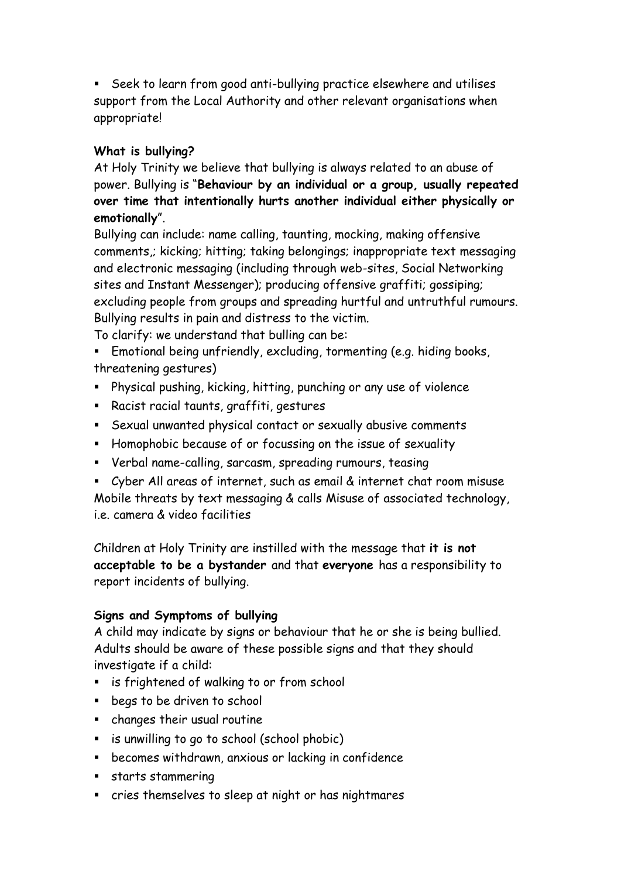- Seek to learn from good anti-bullying practice elsewhere and utilises support from the Local Authority and other relevant organisations when appropriate!

**What is bullying?**

At Holy Trinity we believe that bullying is always related to an abuse of power. Bullying is "**Behaviour by an individual or a group, usually repeated over time that intentionally hurts another individual either physically or emotionally**".

Bullying can include: name calling, taunting, mocking, making offensive comments,; kicking; hitting; taking belongings; inappropriate text messaging and electronic messaging (including through web-sites, Social Networking sites and Instant Messenger); producing offensive graffiti; gossiping; excluding people from groups and spreading hurtful and untruthful rumours. Bullying results in pain and distress to the victim.

To clarify: we understand that bulling can be:

- Emotional being unfriendly, excluding, tormenting (e.g. hiding books, threatening gestures)
- Physical pushing, kicking, hitting, punching or any use of violence
- Racist racial taunts, graffiti, gestures
- Sexual unwanted physical contact or sexually abusive comments
- Homophobic because of or focussing on the issue of sexuality
- Verbal name-calling, sarcasm, spreading rumours, teasing
- Cyber All areas of internet, such as email & internet chat room misuse Mobile threats by text messaging & calls Misuse of associated technology, i.e. camera & video facilities

Children at Holy Trinity are instilled with the message that **it is not acceptable to be a bystander** and that **everyone** has a responsibility to report incidents of bullying.

**Signs and Symptoms of bullying**

A child may indicate by signs or behaviour that he or she is being bullied. Adults should be aware of these possible signs and that they should investigate if a child:

- is frightened of walking to or from school
- begs to be driven to school
- changes their usual routine
- is unwilling to go to school (school phobic)
- becomes withdrawn, anxious or lacking in confidence
- starts stammering
- cries themselves to sleep at night or has nightmares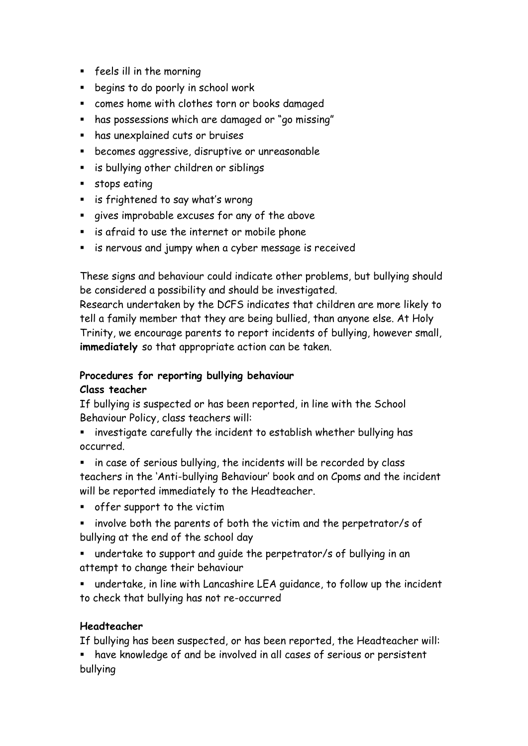- feels ill in the morning
- begins to do poorly in school work
- comes home with clothes torn or books damaged
- has possessions which are damaged or "go missing"
- has unexplained cuts or bruises
- becomes aggressive, disruptive or unreasonable
- is bullying other children or siblings
- stops eating
- is frightened to say what's wrong
- gives improbable excuses for any of the above
- is afraid to use the internet or mobile phone
- is nervous and jumpy when a cyber message is received

These signs and behaviour could indicate other problems, but bullying should be considered a possibility and should be investigated.
Research undertaken by the DCFS indicates that children are more likely to tell a family member that they are being bullied, than anyone else. At Holy Trinity, we encourage parents to report incidents of bullying, however small, **immediately** so that appropriate action can be taken.

**Procedures for reporting bullying behaviour**
**Class teacher**
If bullying is suspected or has been reported, in line with the School Behaviour Policy, class teachers will:

- investigate carefully the incident to establish whether bullying has occurred.
- in case of serious bullying, the incidents will be recorded by class teachers in the 'Anti-bullying Behaviour' book and on Cpoms and the incident will be reported immediately to the Headteacher.
- offer support to the victim
- involve both the parents of both the victim and the perpetrator/s of bullying at the end of the school day
- undertake to support and guide the perpetrator/s of bullying in an attempt to change their behaviour
- undertake, in line with Lancashire LEA guidance, to follow up the incident to check that bullying has not re-occurred

**Headteacher**
If bullying has been suspected, or has been reported, the Headteacher will:

- have knowledge of and be involved in all cases of serious or persistent bullying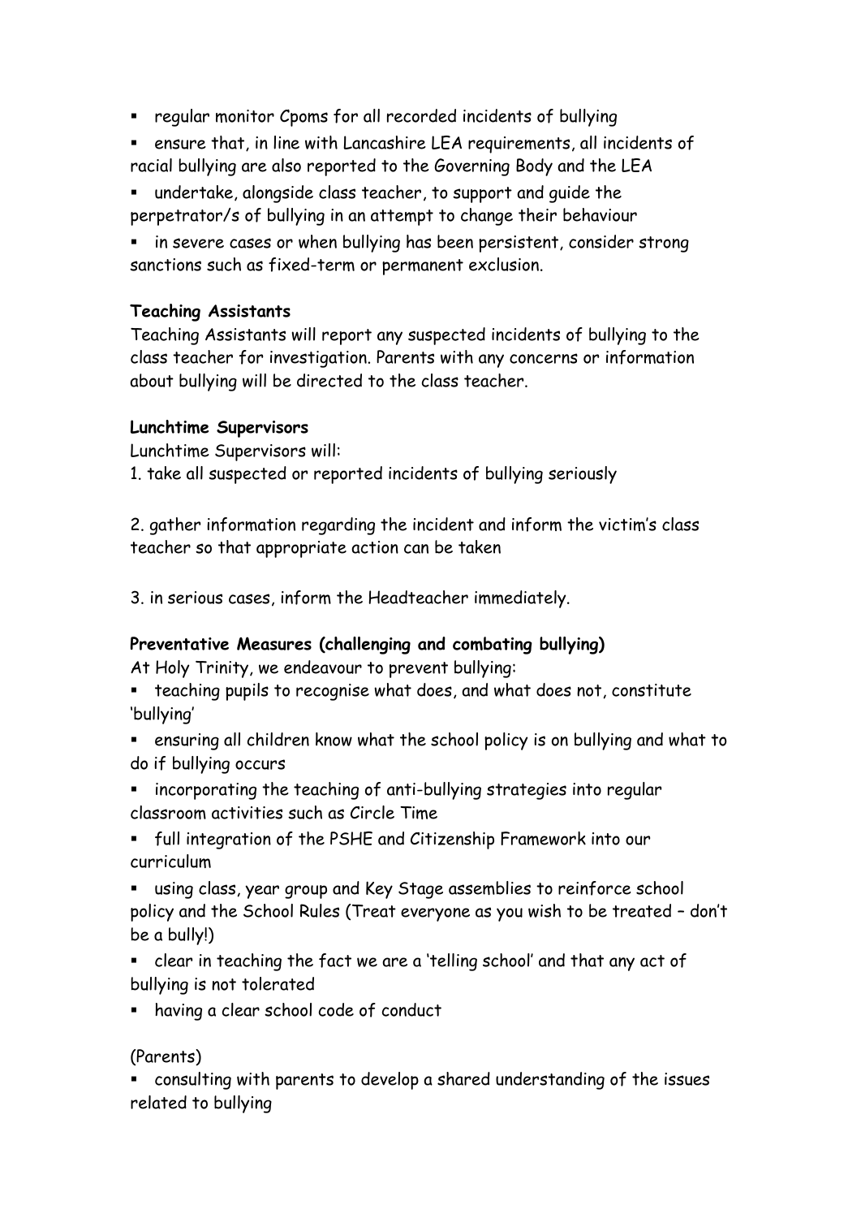- regular monitor Cpoms for all recorded incidents of bullying
- ensure that, in line with Lancashire LEA requirements, all incidents of racial bullying are also reported to the Governing Body and the LEA
- undertake, alongside class teacher, to support and guide the perpetrator/s of bullying in an attempt to change their behaviour
- in severe cases or when bullying has been persistent, consider strong sanctions such as fixed-term or permanent exclusion.

**Teaching Assistants**

Teaching Assistants will report any suspected incidents of bullying to the class teacher for investigation. Parents with any concerns or information about bullying will be directed to the class teacher.

**Lunchtime Supervisors**

Lunchtime Supervisors will:

1. take all suspected or reported incidents of bullying seriously

2. gather information regarding the incident and inform the victim's class teacher so that appropriate action can be taken

3. in serious cases, inform the Headteacher immediately.

**Preventative Measures (challenging and combating bullying)**

At Holy Trinity, we endeavour to prevent bullying:

- teaching pupils to recognise what does, and what does not, constitute 'bullying'
- ensuring all children know what the school policy is on bullying and what to do if bullying occurs
- incorporating the teaching of anti-bullying strategies into regular classroom activities such as Circle Time
- full integration of the PSHE and Citizenship Framework into our curriculum
- using class, year group and Key Stage assemblies to reinforce school policy and the School Rules (Treat everyone as you wish to be treated – don't be a bully!)
- clear in teaching the fact we are a 'telling school' and that any act of bullying is not tolerated
- having a clear school code of conduct

(Parents)

- consulting with parents to develop a shared understanding of the issues related to bullying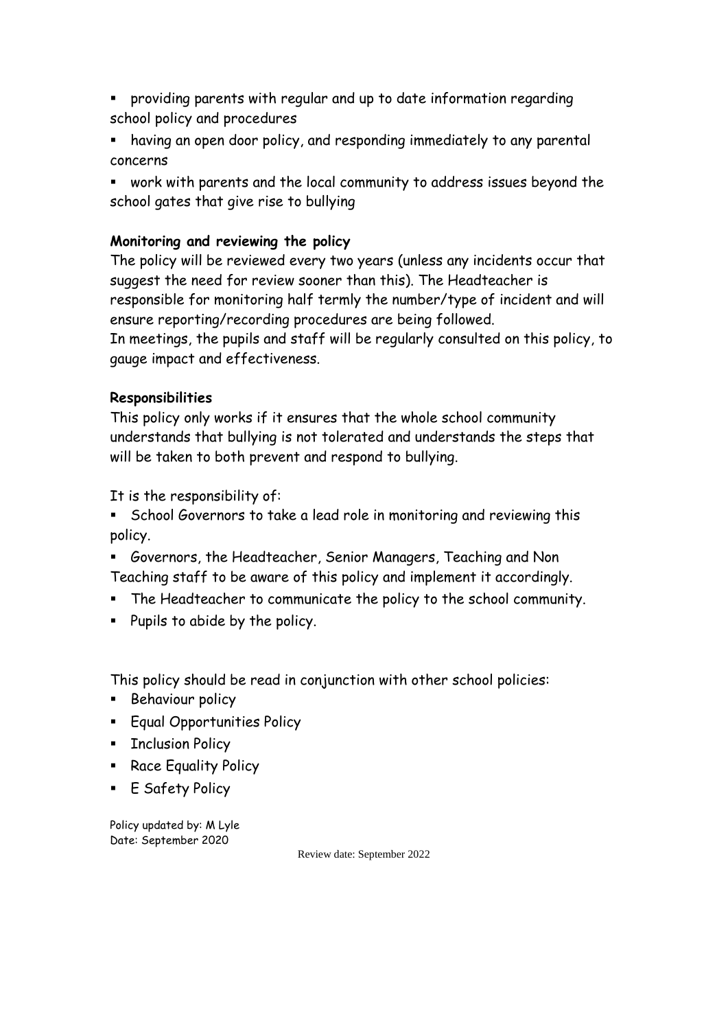- providing parents with regular and up to date information regarding school policy and procedures
- having an open door policy, and responding immediately to any parental concerns
- work with parents and the local community to address issues beyond the school gates that give rise to bullying

**Monitoring and reviewing the policy**

The policy will be reviewed every two years (unless any incidents occur that suggest the need for review sooner than this). The Headteacher is responsible for monitoring half termly the number/type of incident and will ensure reporting/recording procedures are being followed.
In meetings, the pupils and staff will be regularly consulted on this policy, to gauge impact and effectiveness.

**Responsibilities**

This policy only works if it ensures that the whole school community understands that bullying is not tolerated and understands the steps that will be taken to both prevent and respond to bullying.

It is the responsibility of:

- School Governors to take a lead role in monitoring and reviewing this policy.
- Governors, the Headteacher, Senior Managers, Teaching and Non Teaching staff to be aware of this policy and implement it accordingly.
- The Headteacher to communicate the policy to the school community.
- Pupils to abide by the policy.

This policy should be read in conjunction with other school policies:

- Behaviour policy
- Equal Opportunities Policy
- Inclusion Policy
- Race Equality Policy
- E Safety Policy

Policy updated by: M Lyle
Date: September 2020

Review date: September 2022